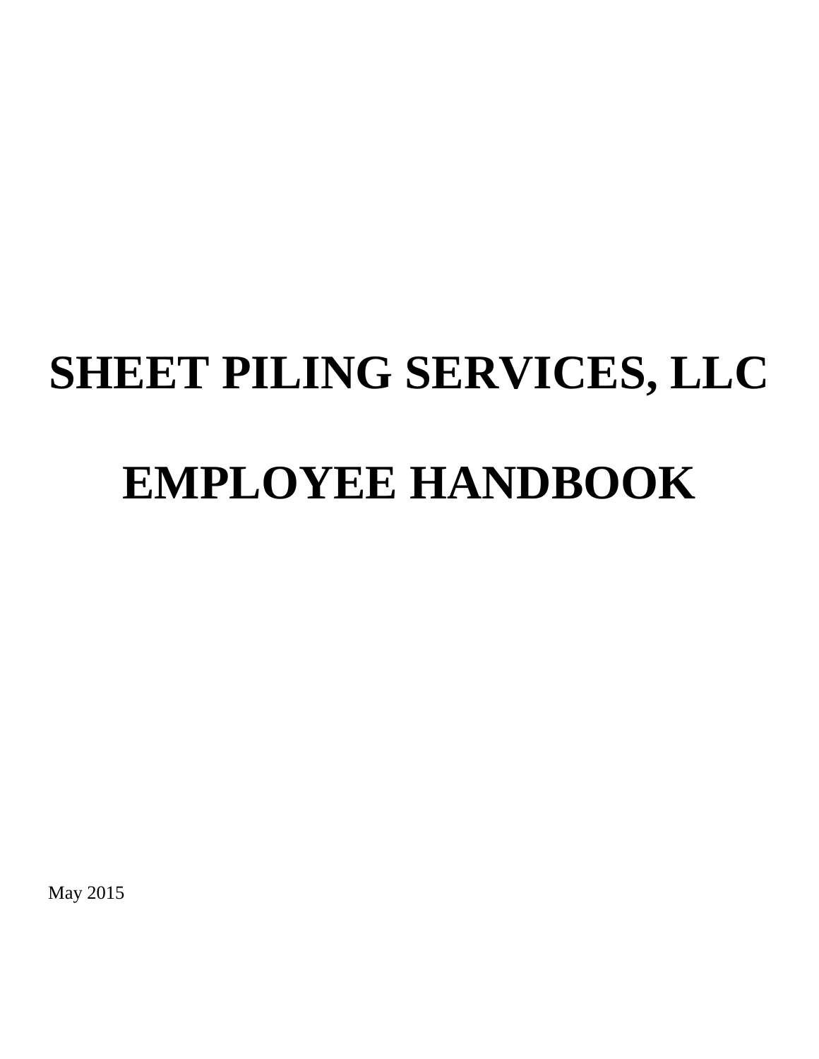# SHEET PILING SERVICES, LLC

# EMPLOYEE HANDBOOK

May 2015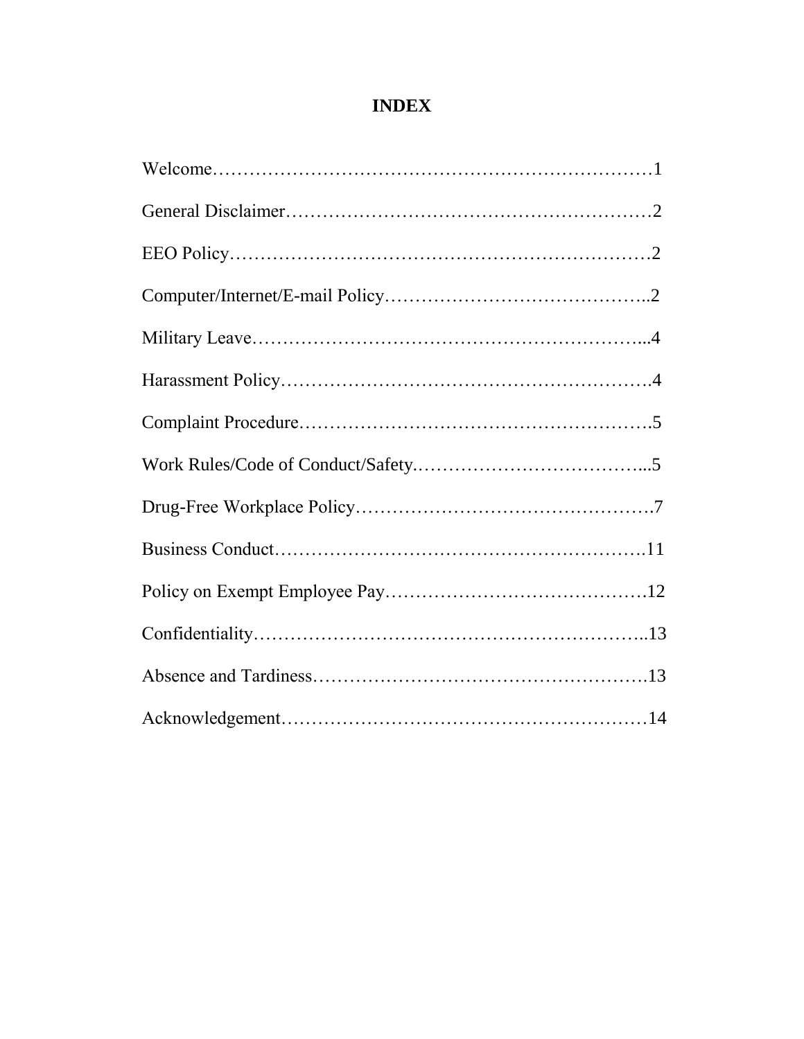# INDEX

Welcome……………………………………………………………………1

General Disclaimer…………………………………………………2

EEO Policy…………………………………………………………2

Computer/Internet/E-mail Policy……………………………………..2

Military Leave………………………………………………………...4

Harassment Policy……………………………………………………….4

Complaint Procedure…………………………………………………….5

Work Rules/Code of Conduct/Safety.………………………………...5

Drug-Free Workplace Policy………………………………………….7

Business Conduct……………………………………………………….11

Policy on Exempt Employee Pay…………………………………….12

Confidentiality…………………………………………………………..13

Absence and Tardiness………………………………………………….13

Acknowledgement………………………………………………………14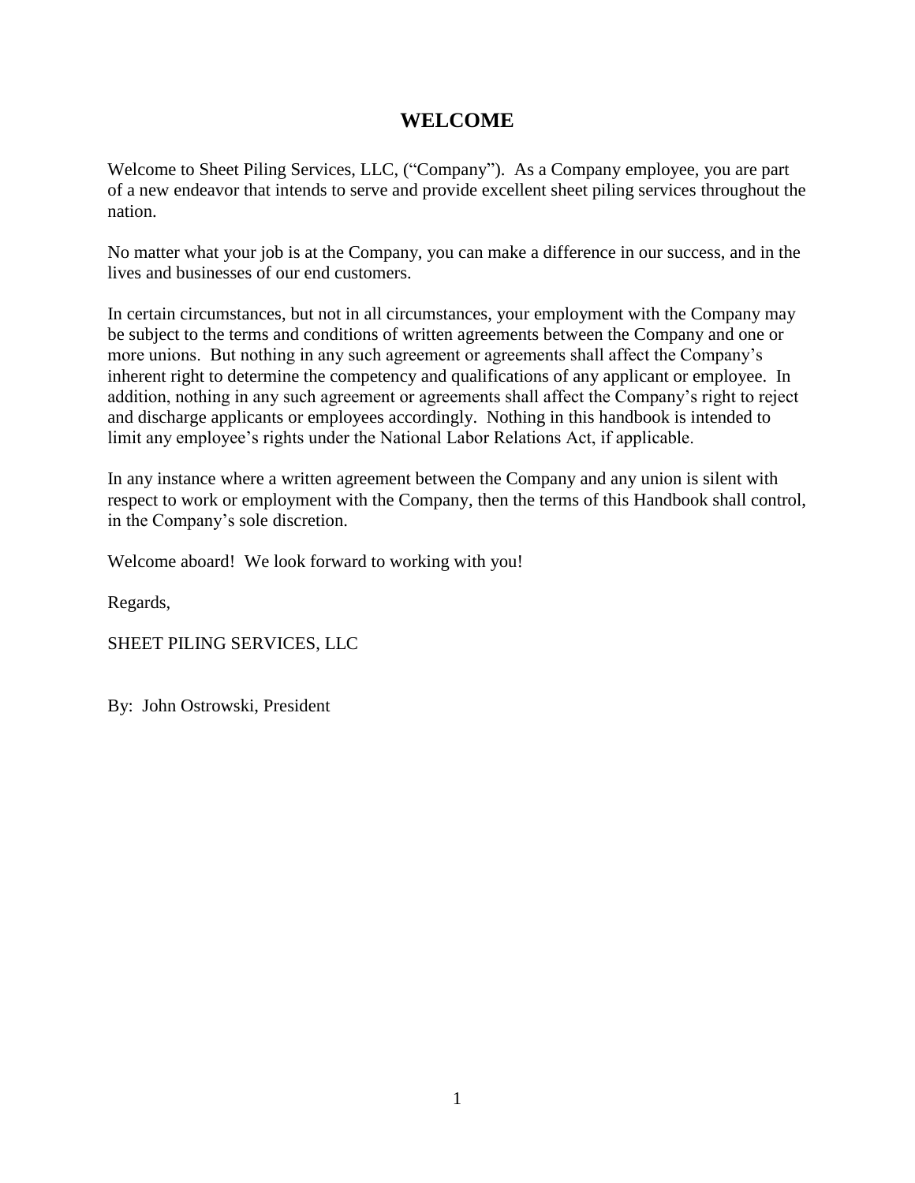# WELCOME

Welcome to Sheet Piling Services, LLC, ("Company"). As a Company employee, you are part of a new endeavor that intends to serve and provide excellent sheet piling services throughout the nation.

No matter what your job is at the Company, you can make a difference in our success, and in the lives and businesses of our end customers.

In certain circumstances, but not in all circumstances, your employment with the Company may be subject to the terms and conditions of written agreements between the Company and one or more unions. But nothing in any such agreement or agreements shall affect the Company's inherent right to determine the competency and qualifications of any applicant or employee. In addition, nothing in any such agreement or agreements shall affect the Company's right to reject and discharge applicants or employees accordingly. Nothing in this handbook is intended to limit any employee's rights under the National Labor Relations Act, if applicable.

In any instance where a written agreement between the Company and any union is silent with respect to work or employment with the Company, then the terms of this Handbook shall control, in the Company's sole discretion.

Welcome aboard! We look forward to working with you!

Regards,

SHEET PILING SERVICES, LLC

By: John Ostrowski, President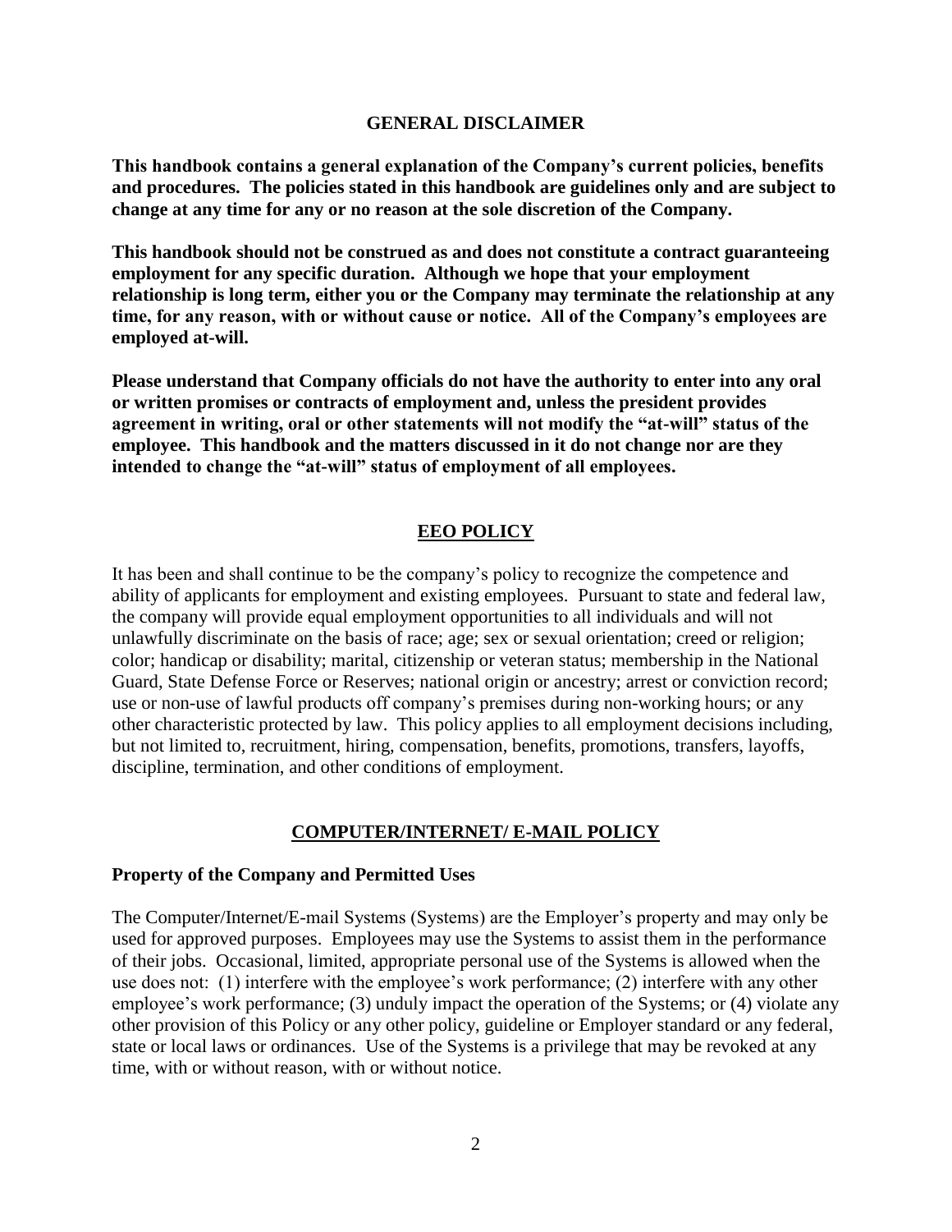## GENERAL DISCLAIMER

**This handbook contains a general explanation of the Company's current policies, benefits and procedures. The policies stated in this handbook are guidelines only and are subject to change at any time for any or no reason at the sole discretion of the Company.**

**This handbook should not be construed as and does not constitute a contract guaranteeing employment for any specific duration. Although we hope that your employment relationship is long term, either you or the Company may terminate the relationship at any time, for any reason, with or without cause or notice. All of the Company's employees are employed at-will.**

**Please understand that Company officials do not have the authority to enter into any oral or written promises or contracts of employment and, unless the president provides agreement in writing, oral or other statements will not modify the "at-will" status of the employee. This handbook and the matters discussed in it do not change nor are they intended to change the "at-will" status of employment of all employees.**

## EEO POLICY

It has been and shall continue to be the company's policy to recognize the competence and ability of applicants for employment and existing employees. Pursuant to state and federal law, the company will provide equal employment opportunities to all individuals and will not unlawfully discriminate on the basis of race; age; sex or sexual orientation; creed or religion; color; handicap or disability; marital, citizenship or veteran status; membership in the National Guard, State Defense Force or Reserves; national origin or ancestry; arrest or conviction record; use or non-use of lawful products off company's premises during non-working hours; or any other characteristic protected by law. This policy applies to all employment decisions including, but not limited to, recruitment, hiring, compensation, benefits, promotions, transfers, layoffs, discipline, termination, and other conditions of employment.

## COMPUTER/INTERNET/ E-MAIL POLICY

### Property of the Company and Permitted Uses

The Computer/Internet/E-mail Systems (Systems) are the Employer's property and may only be used for approved purposes. Employees may use the Systems to assist them in the performance of their jobs. Occasional, limited, appropriate personal use of the Systems is allowed when the use does not: (1) interfere with the employee's work performance; (2) interfere with any other employee's work performance; (3) unduly impact the operation of the Systems; or (4) violate any other provision of this Policy or any other policy, guideline or Employer standard or any federal, state or local laws or ordinances. Use of the Systems is a privilege that may be revoked at any time, with or without reason, with or without notice.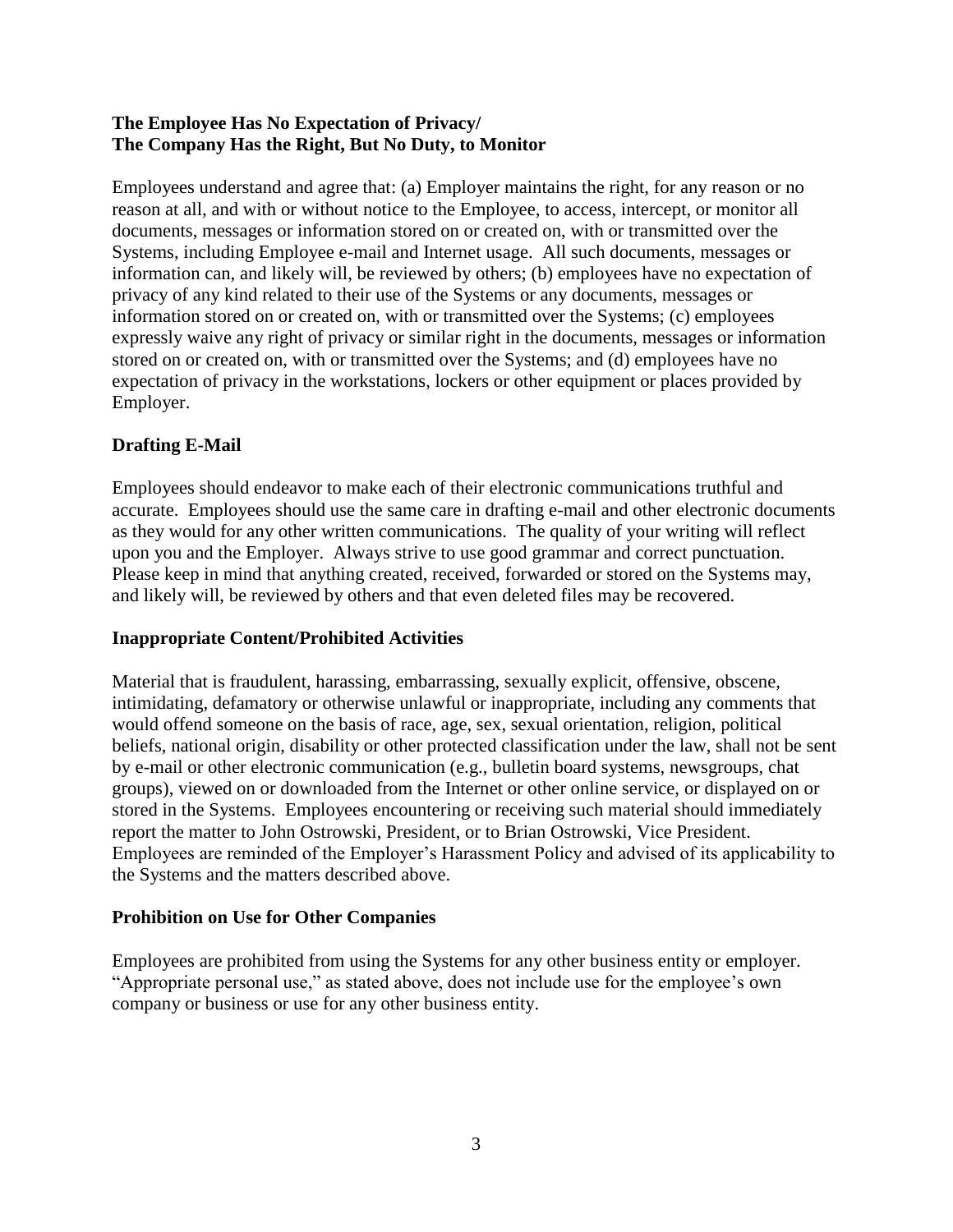**The Employee Has No Expectation of Privacy/**
**The Company Has the Right, But No Duty, to Monitor**

Employees understand and agree that: (a) Employer maintains the right, for any reason or no reason at all, and with or without notice to the Employee, to access, intercept, or monitor all documents, messages or information stored on or created on, with or transmitted over the Systems, including Employee e-mail and Internet usage. All such documents, messages or information can, and likely will, be reviewed by others; (b) employees have no expectation of privacy of any kind related to their use of the Systems or any documents, messages or information stored on or created on, with or transmitted over the Systems; (c) employees expressly waive any right of privacy or similar right in the documents, messages or information stored on or created on, with or transmitted over the Systems; and (d) employees have no expectation of privacy in the workstations, lockers or other equipment or places provided by Employer.

**Drafting E-Mail**

Employees should endeavor to make each of their electronic communications truthful and accurate. Employees should use the same care in drafting e-mail and other electronic documents as they would for any other written communications. The quality of your writing will reflect upon you and the Employer. Always strive to use good grammar and correct punctuation. Please keep in mind that anything created, received, forwarded or stored on the Systems may, and likely will, be reviewed by others and that even deleted files may be recovered.

**Inappropriate Content/Prohibited Activities**

Material that is fraudulent, harassing, embarrassing, sexually explicit, offensive, obscene, intimidating, defamatory or otherwise unlawful or inappropriate, including any comments that would offend someone on the basis of race, age, sex, sexual orientation, religion, political beliefs, national origin, disability or other protected classification under the law, shall not be sent by e-mail or other electronic communication (e.g., bulletin board systems, newsgroups, chat groups), viewed on or downloaded from the Internet or other online service, or displayed on or stored in the Systems. Employees encountering or receiving such material should immediately report the matter to John Ostrowski, President, or to Brian Ostrowski, Vice President. Employees are reminded of the Employer's Harassment Policy and advised of its applicability to the Systems and the matters described above.

**Prohibition on Use for Other Companies**

Employees are prohibited from using the Systems for any other business entity or employer. "Appropriate personal use," as stated above, does not include use for the employee's own company or business or use for any other business entity.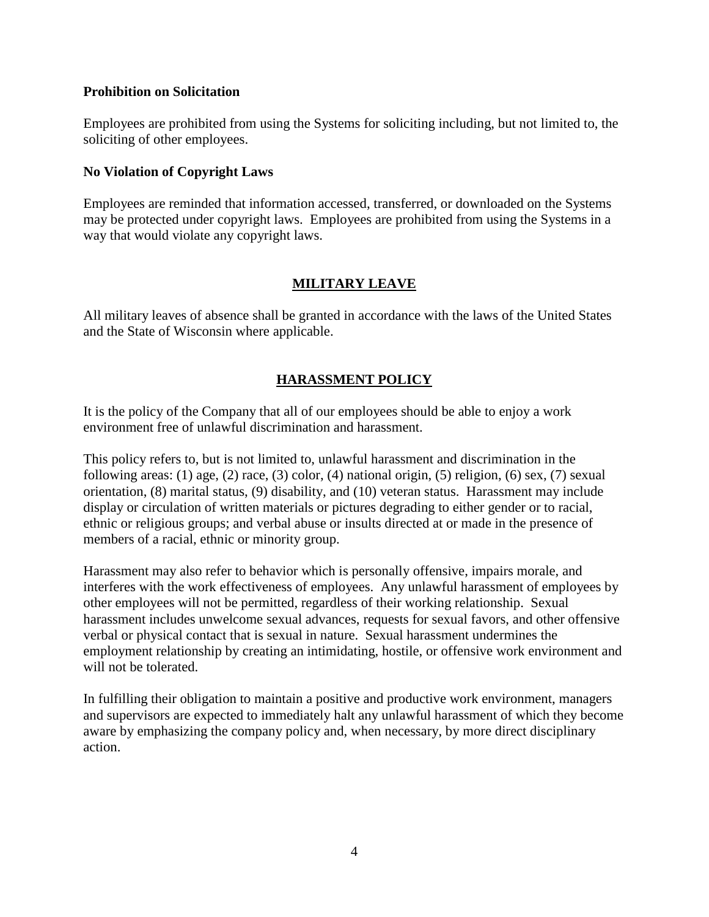**Prohibition on Solicitation**

Employees are prohibited from using the Systems for soliciting including, but not limited to, the soliciting of other employees.

**No Violation of Copyright Laws**

Employees are reminded that information accessed, transferred, or downloaded on the Systems may be protected under copyright laws. Employees are prohibited from using the Systems in a way that would violate any copyright laws.

## MILITARY LEAVE

All military leaves of absence shall be granted in accordance with the laws of the United States and the State of Wisconsin where applicable.

## HARASSMENT POLICY

It is the policy of the Company that all of our employees should be able to enjoy a work environment free of unlawful discrimination and harassment.

This policy refers to, but is not limited to, unlawful harassment and discrimination in the following areas: (1) age, (2) race, (3) color, (4) national origin, (5) religion, (6) sex, (7) sexual orientation, (8) marital status, (9) disability, and (10) veteran status. Harassment may include display or circulation of written materials or pictures degrading to either gender or to racial, ethnic or religious groups; and verbal abuse or insults directed at or made in the presence of members of a racial, ethnic or minority group.

Harassment may also refer to behavior which is personally offensive, impairs morale, and interferes with the work effectiveness of employees. Any unlawful harassment of employees by other employees will not be permitted, regardless of their working relationship. Sexual harassment includes unwelcome sexual advances, requests for sexual favors, and other offensive verbal or physical contact that is sexual in nature. Sexual harassment undermines the employment relationship by creating an intimidating, hostile, or offensive work environment and will not be tolerated.

In fulfilling their obligation to maintain a positive and productive work environment, managers and supervisors are expected to immediately halt any unlawful harassment of which they become aware by emphasizing the company policy and, when necessary, by more direct disciplinary action.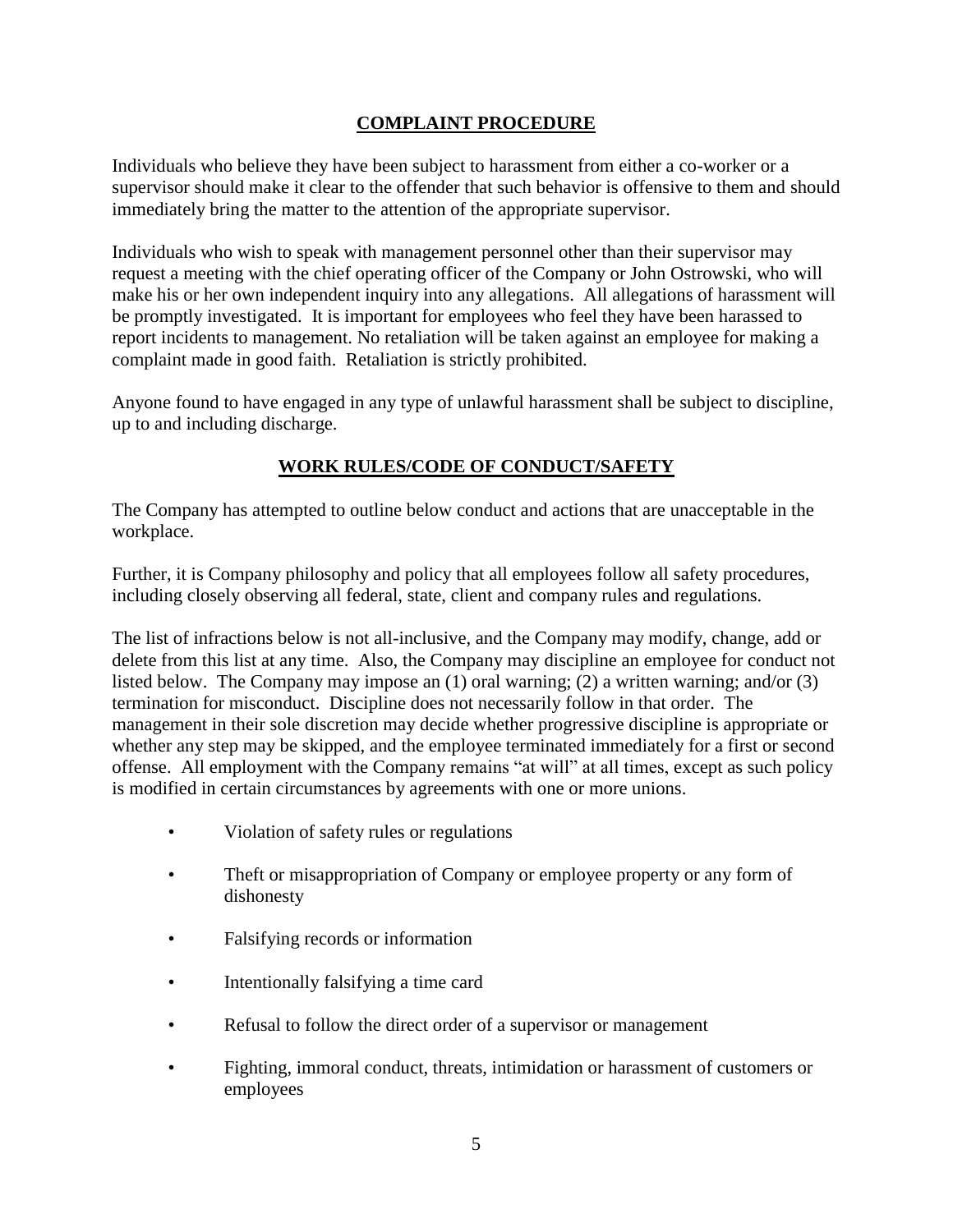## COMPLAINT PROCEDURE

Individuals who believe they have been subject to harassment from either a co-worker or a supervisor should make it clear to the offender that such behavior is offensive to them and should immediately bring the matter to the attention of the appropriate supervisor.

Individuals who wish to speak with management personnel other than their supervisor may request a meeting with the chief operating officer of the Company or John Ostrowski, who will make his or her own independent inquiry into any allegations. All allegations of harassment will be promptly investigated. It is important for employees who feel they have been harassed to report incidents to management. No retaliation will be taken against an employee for making a complaint made in good faith. Retaliation is strictly prohibited.

Anyone found to have engaged in any type of unlawful harassment shall be subject to discipline, up to and including discharge.

## WORK RULES/CODE OF CONDUCT/SAFETY

The Company has attempted to outline below conduct and actions that are unacceptable in the workplace.

Further, it is Company philosophy and policy that all employees follow all safety procedures, including closely observing all federal, state, client and company rules and regulations.

The list of infractions below is not all-inclusive, and the Company may modify, change, add or delete from this list at any time. Also, the Company may discipline an employee for conduct not listed below. The Company may impose an (1) oral warning; (2) a written warning; and/or (3) termination for misconduct. Discipline does not necessarily follow in that order. The management in their sole discretion may decide whether progressive discipline is appropriate or whether any step may be skipped, and the employee terminated immediately for a first or second offense. All employment with the Company remains "at will" at all times, except as such policy is modified in certain circumstances by agreements with one or more unions.

- Violation of safety rules or regulations
- Theft or misappropriation of Company or employee property or any form of dishonesty
- Falsifying records or information
- Intentionally falsifying a time card
- Refusal to follow the direct order of a supervisor or management
- Fighting, immoral conduct, threats, intimidation or harassment of customers or employees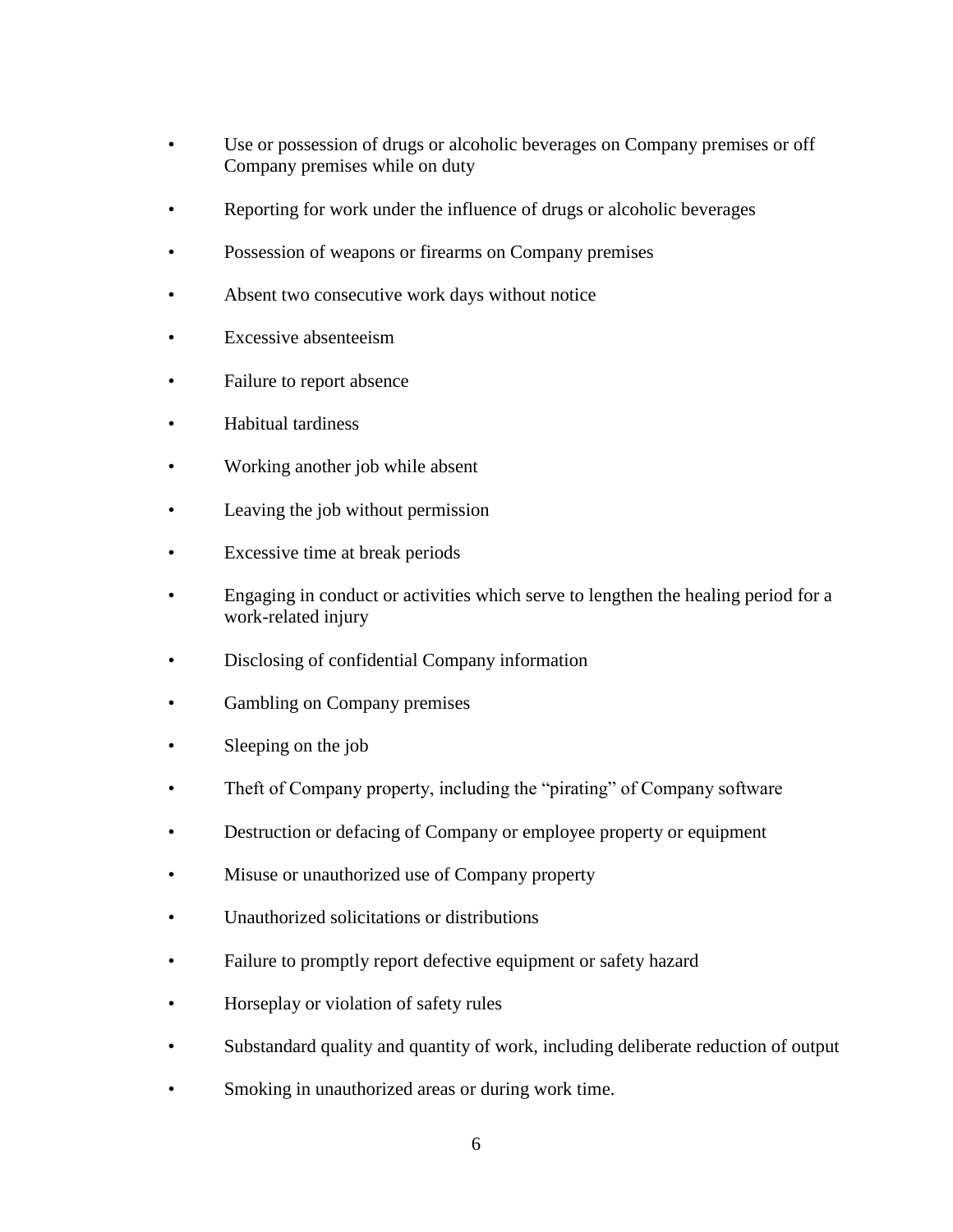- Use or possession of drugs or alcoholic beverages on Company premises or off Company premises while on duty
- Reporting for work under the influence of drugs or alcoholic beverages
- Possession of weapons or firearms on Company premises
- Absent two consecutive work days without notice
- Excessive absenteeism
- Failure to report absence
- Habitual tardiness
- Working another job while absent
- Leaving the job without permission
- Excessive time at break periods
- Engaging in conduct or activities which serve to lengthen the healing period for a work-related injury
- Disclosing of confidential Company information
- Gambling on Company premises
- Sleeping on the job
- Theft of Company property, including the "pirating" of Company software
- Destruction or defacing of Company or employee property or equipment
- Misuse or unauthorized use of Company property
- Unauthorized solicitations or distributions
- Failure to promptly report defective equipment or safety hazard
- Horseplay or violation of safety rules
- Substandard quality and quantity of work, including deliberate reduction of output
- Smoking in unauthorized areas or during work time.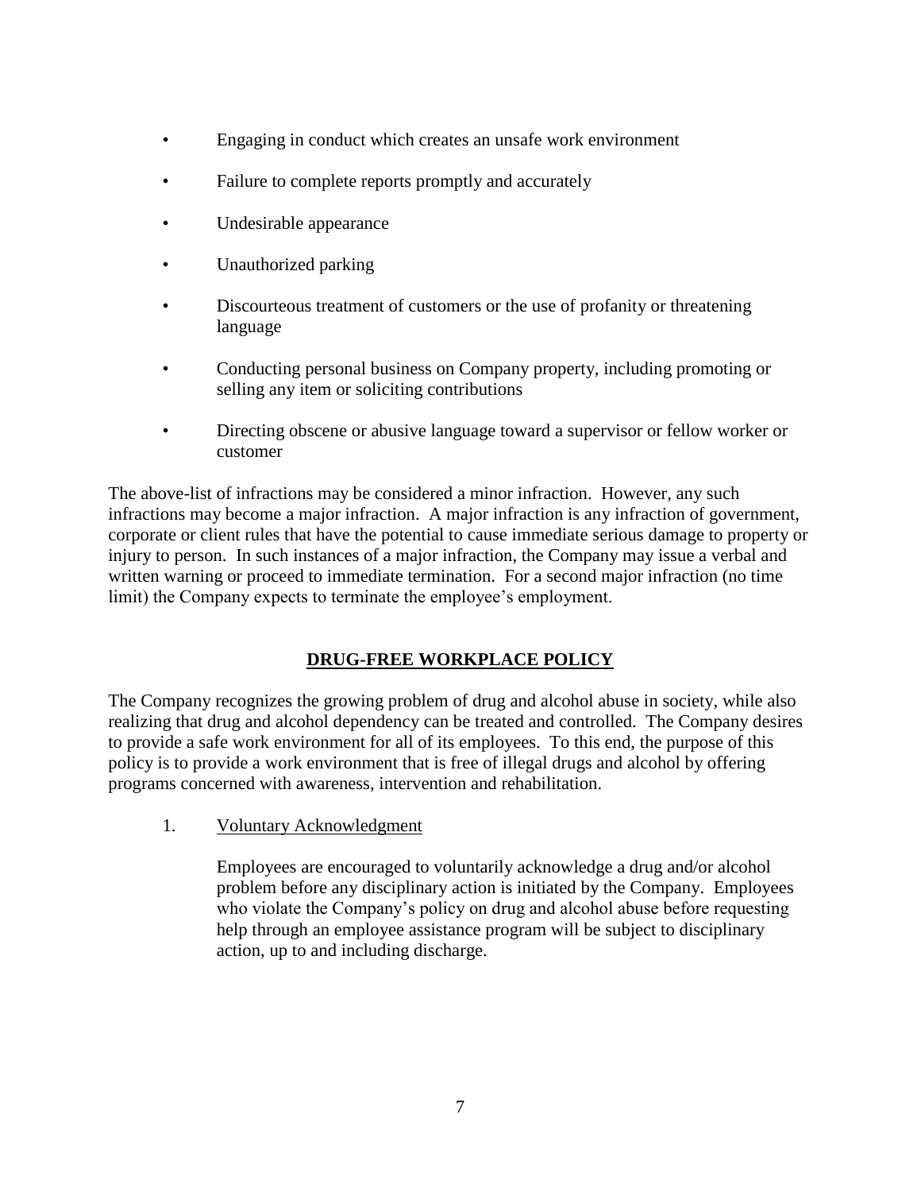- Engaging in conduct which creates an unsafe work environment
- Failure to complete reports promptly and accurately
- Undesirable appearance
- Unauthorized parking
- Discourteous treatment of customers or the use of profanity or threatening language
- Conducting personal business on Company property, including promoting or selling any item or soliciting contributions
- Directing obscene or abusive language toward a supervisor or fellow worker or customer

The above-list of infractions may be considered a minor infraction. However, any such infractions may become a major infraction. A major infraction is any infraction of government, corporate or client rules that have the potential to cause immediate serious damage to property or injury to person. In such instances of a major infraction, the Company may issue a verbal and written warning or proceed to immediate termination. For a second major infraction (no time limit) the Company expects to terminate the employee's employment.

## DRUG-FREE WORKPLACE POLICY

The Company recognizes the growing problem of drug and alcohol abuse in society, while also realizing that drug and alcohol dependency can be treated and controlled. The Company desires to provide a safe work environment for all of its employees. To this end, the purpose of this policy is to provide a work environment that is free of illegal drugs and alcohol by offering programs concerned with awareness, intervention and rehabilitation.

1. Voluntary Acknowledgment

   Employees are encouraged to voluntarily acknowledge a drug and/or alcohol problem before any disciplinary action is initiated by the Company. Employees who violate the Company's policy on drug and alcohol abuse before requesting help through an employee assistance program will be subject to disciplinary action, up to and including discharge.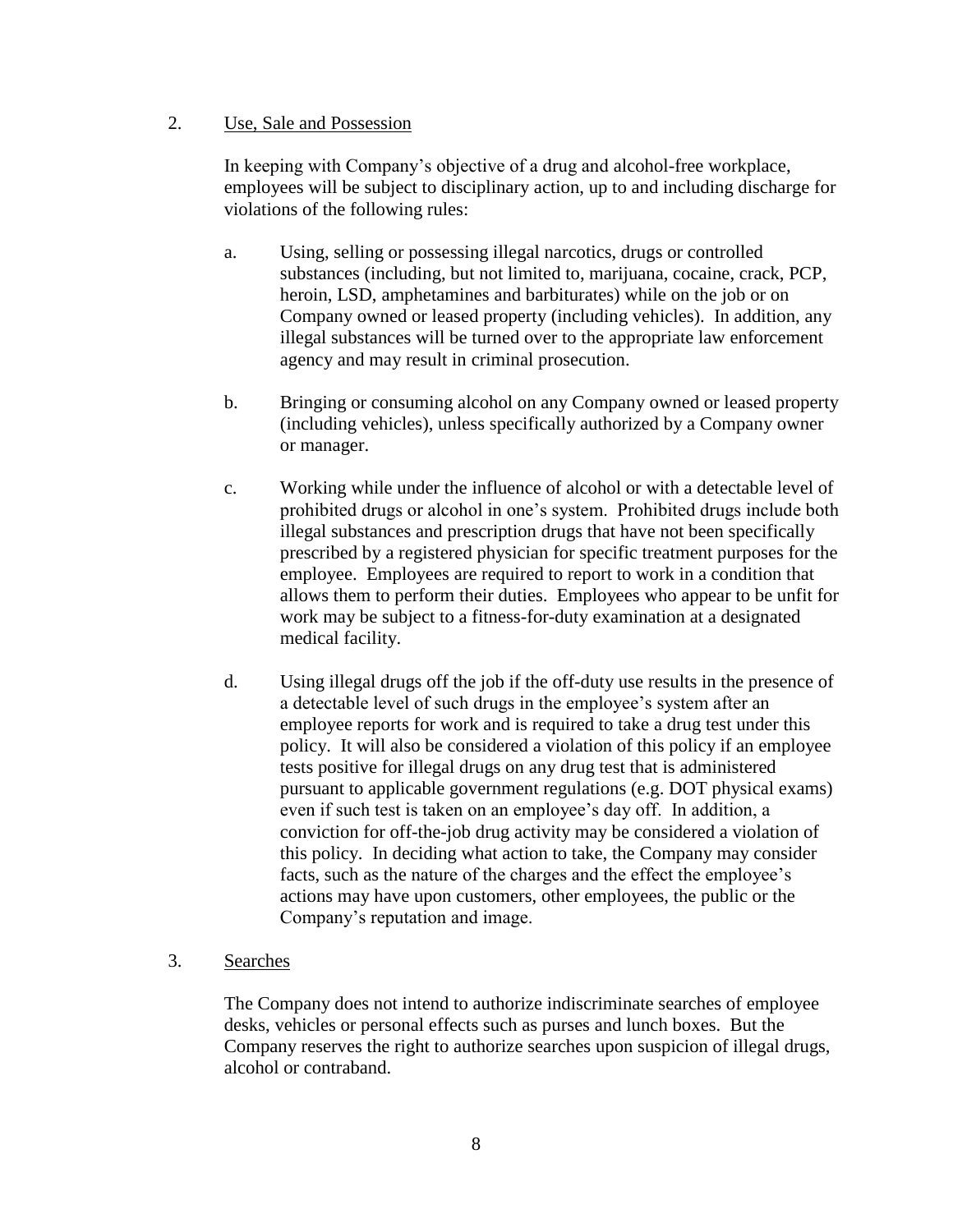2. <u>Use, Sale and Possession</u>

   In keeping with Company's objective of a drug and alcohol-free workplace, employees will be subject to disciplinary action, up to and including discharge for violations of the following rules:

   a. Using, selling or possessing illegal narcotics, drugs or controlled substances (including, but not limited to, marijuana, cocaine, crack, PCP, heroin, LSD, amphetamines and barbiturates) while on the job or on Company owned or leased property (including vehicles). In addition, any illegal substances will be turned over to the appropriate law enforcement agency and may result in criminal prosecution.

   b. Bringing or consuming alcohol on any Company owned or leased property (including vehicles), unless specifically authorized by a Company owner or manager.

   c. Working while under the influence of alcohol or with a detectable level of prohibited drugs or alcohol in one's system. Prohibited drugs include both illegal substances and prescription drugs that have not been specifically prescribed by a registered physician for specific treatment purposes for the employee. Employees are required to report to work in a condition that allows them to perform their duties. Employees who appear to be unfit for work may be subject to a fitness-for-duty examination at a designated medical facility.

   d. Using illegal drugs off the job if the off-duty use results in the presence of a detectable level of such drugs in the employee's system after an employee reports for work and is required to take a drug test under this policy. It will also be considered a violation of this policy if an employee tests positive for illegal drugs on any drug test that is administered pursuant to applicable government regulations (e.g. DOT physical exams) even if such test is taken on an employee's day off. In addition, a conviction for off-the-job drug activity may be considered a violation of this policy. In deciding what action to take, the Company may consider facts, such as the nature of the charges and the effect the employee's actions may have upon customers, other employees, the public or the Company's reputation and image.

3. <u>Searches</u>

   The Company does not intend to authorize indiscriminate searches of employee desks, vehicles or personal effects such as purses and lunch boxes. But the Company reserves the right to authorize searches upon suspicion of illegal drugs, alcohol or contraband.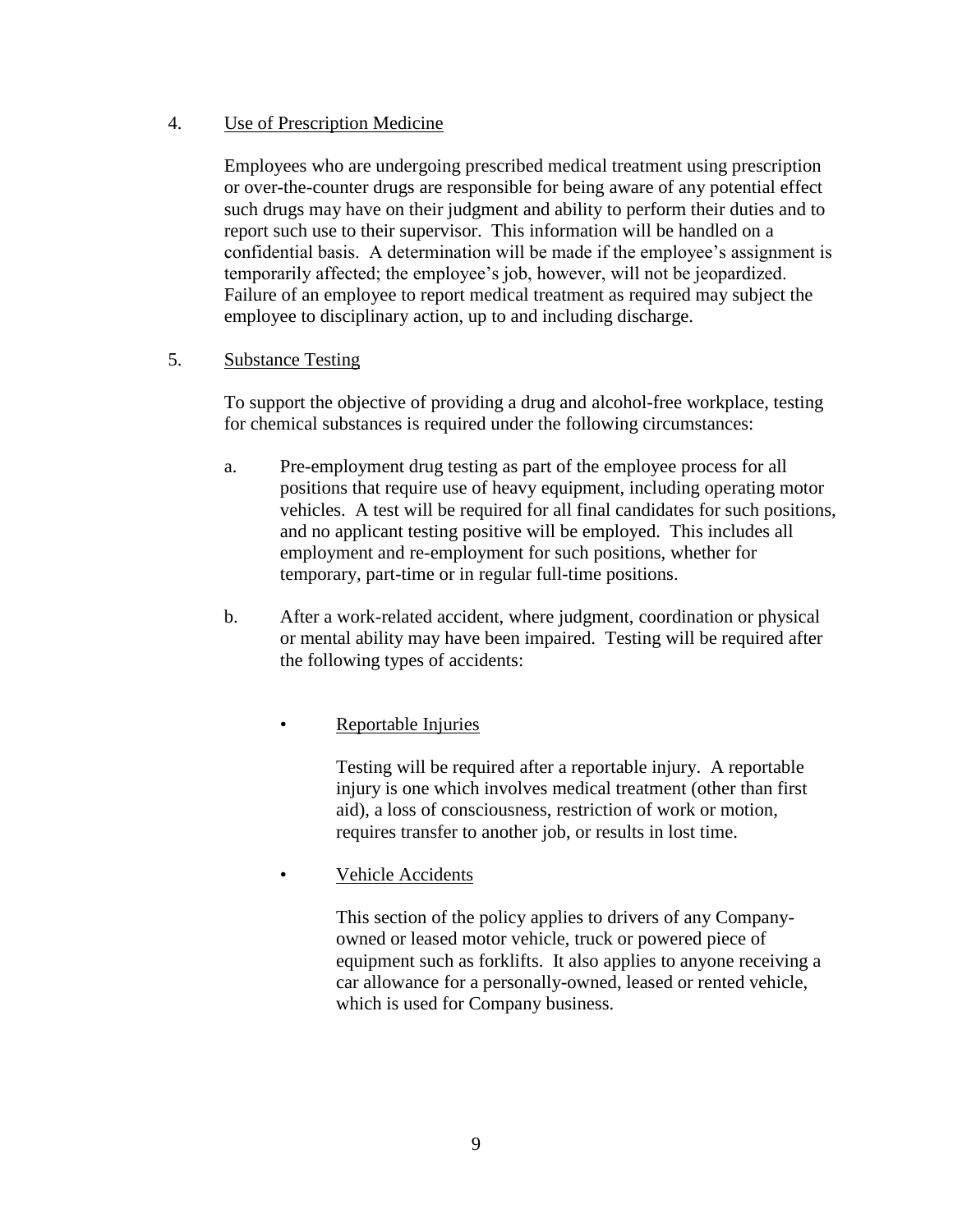4. Use of Prescription Medicine

Employees who are undergoing prescribed medical treatment using prescription or over-the-counter drugs are responsible for being aware of any potential effect such drugs may have on their judgment and ability to perform their duties and to report such use to their supervisor. This information will be handled on a confidential basis. A determination will be made if the employee's assignment is temporarily affected; the employee's job, however, will not be jeopardized. Failure of an employee to report medical treatment as required may subject the employee to disciplinary action, up to and including discharge.

5. Substance Testing

To support the objective of providing a drug and alcohol-free workplace, testing for chemical substances is required under the following circumstances:

a. Pre-employment drug testing as part of the employee process for all positions that require use of heavy equipment, including operating motor vehicles. A test will be required for all final candidates for such positions, and no applicant testing positive will be employed. This includes all employment and re-employment for such positions, whether for temporary, part-time or in regular full-time positions.

b. After a work-related accident, where judgment, coordination or physical or mental ability may have been impaired. Testing will be required after the following types of accidents:

- Reportable Injuries

  Testing will be required after a reportable injury. A reportable injury is one which involves medical treatment (other than first aid), a loss of consciousness, restriction of work or motion, requires transfer to another job, or results in lost time.

- Vehicle Accidents

  This section of the policy applies to drivers of any Company-owned or leased motor vehicle, truck or powered piece of equipment such as forklifts. It also applies to anyone receiving a car allowance for a personally-owned, leased or rented vehicle, which is used for Company business.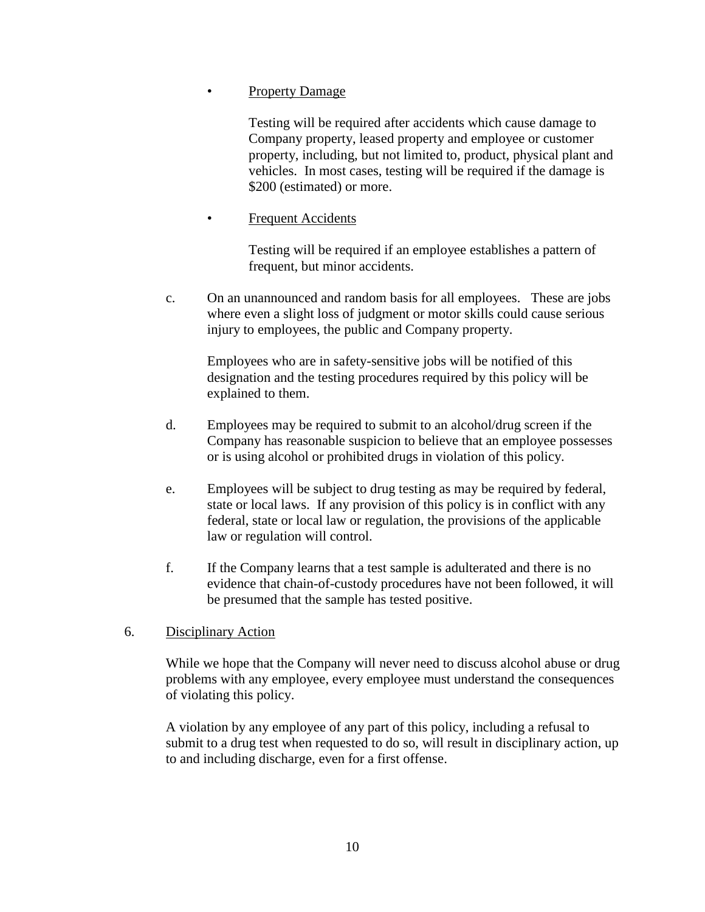- <u>Property Damage</u>

  Testing will be required after accidents which cause damage to Company property, leased property and employee or customer property, including, but not limited to, product, physical plant and vehicles. In most cases, testing will be required if the damage is $200 (estimated) or more.

- <u>Frequent Accidents</u>

  Testing will be required if an employee establishes a pattern of frequent, but minor accidents.

c. On an unannounced and random basis for all employees. These are jobs where even a slight loss of judgment or motor skills could cause serious injury to employees, the public and Company property.

   Employees who are in safety-sensitive jobs will be notified of this designation and the testing procedures required by this policy will be explained to them.

d. Employees may be required to submit to an alcohol/drug screen if the Company has reasonable suspicion to believe that an employee possesses or is using alcohol or prohibited drugs in violation of this policy.

e. Employees will be subject to drug testing as may be required by federal, state or local laws. If any provision of this policy is in conflict with any federal, state or local law or regulation, the provisions of the applicable law or regulation will control.

f. If the Company learns that a test sample is adulterated and there is no evidence that chain-of-custody procedures have not been followed, it will be presumed that the sample has tested positive.

6. <u>Disciplinary Action</u>

   While we hope that the Company will never need to discuss alcohol abuse or drug problems with any employee, every employee must understand the consequences of violating this policy.

   A violation by any employee of any part of this policy, including a refusal to submit to a drug test when requested to do so, will result in disciplinary action, up to and including discharge, even for a first offense.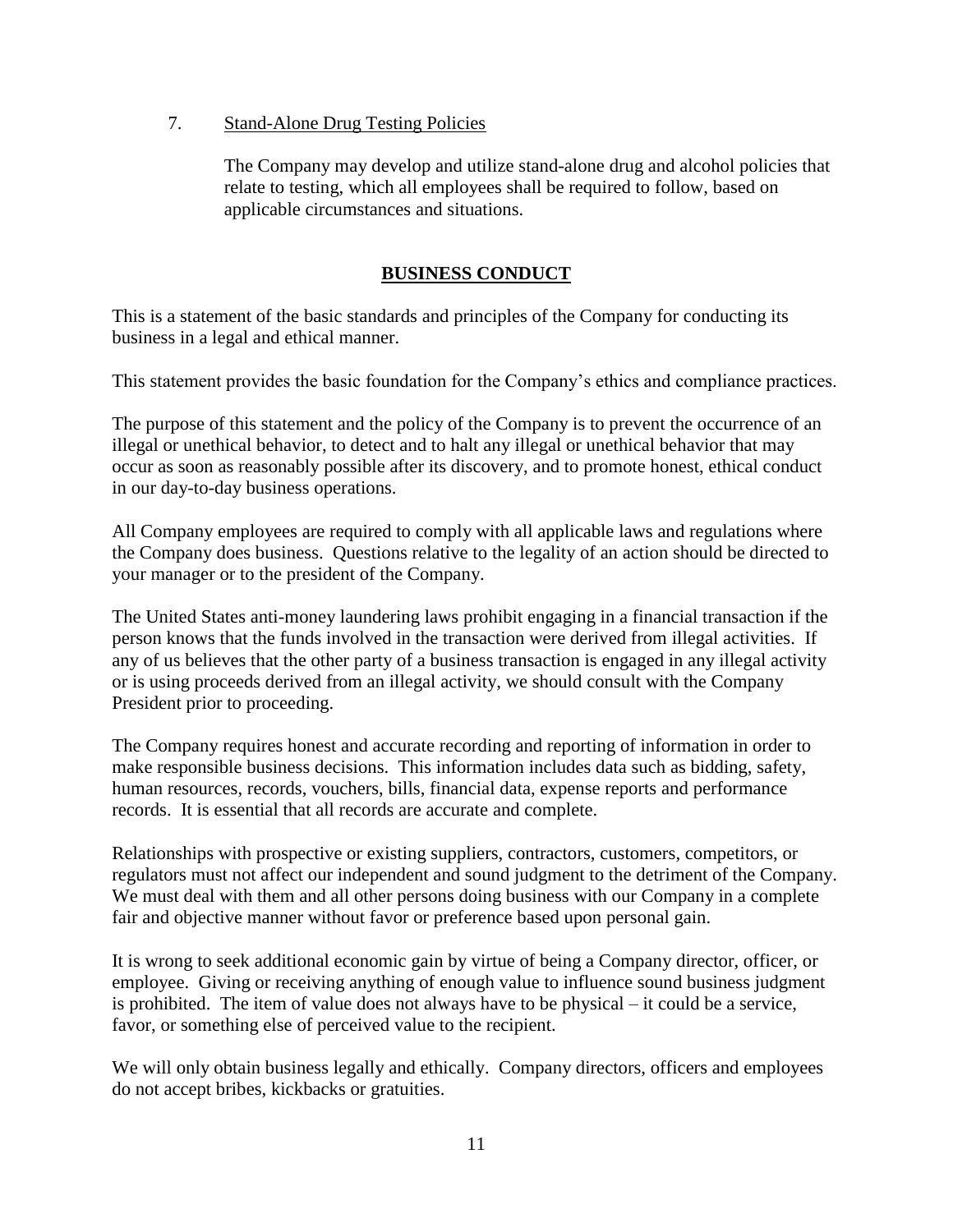7. <u>Stand-Alone Drug Testing Policies</u>

   The Company may develop and utilize stand-alone drug and alcohol policies that relate to testing, which all employees shall be required to follow, based on applicable circumstances and situations.

## BUSINESS CONDUCT

This is a statement of the basic standards and principles of the Company for conducting its business in a legal and ethical manner.

This statement provides the basic foundation for the Company's ethics and compliance practices.

The purpose of this statement and the policy of the Company is to prevent the occurrence of an illegal or unethical behavior, to detect and to halt any illegal or unethical behavior that may occur as soon as reasonably possible after its discovery, and to promote honest, ethical conduct in our day-to-day business operations.

All Company employees are required to comply with all applicable laws and regulations where the Company does business. Questions relative to the legality of an action should be directed to your manager or to the president of the Company.

The United States anti-money laundering laws prohibit engaging in a financial transaction if the person knows that the funds involved in the transaction were derived from illegal activities. If any of us believes that the other party of a business transaction is engaged in any illegal activity or is using proceeds derived from an illegal activity, we should consult with the Company President prior to proceeding.

The Company requires honest and accurate recording and reporting of information in order to make responsible business decisions. This information includes data such as bidding, safety, human resources, records, vouchers, bills, financial data, expense reports and performance records. It is essential that all records are accurate and complete.

Relationships with prospective or existing suppliers, contractors, customers, competitors, or regulators must not affect our independent and sound judgment to the detriment of the Company. We must deal with them and all other persons doing business with our Company in a complete fair and objective manner without favor or preference based upon personal gain.

It is wrong to seek additional economic gain by virtue of being a Company director, officer, or employee. Giving or receiving anything of enough value to influence sound business judgment is prohibited. The item of value does not always have to be physical – it could be a service, favor, or something else of perceived value to the recipient.

We will only obtain business legally and ethically. Company directors, officers and employees do not accept bribes, kickbacks or gratuities.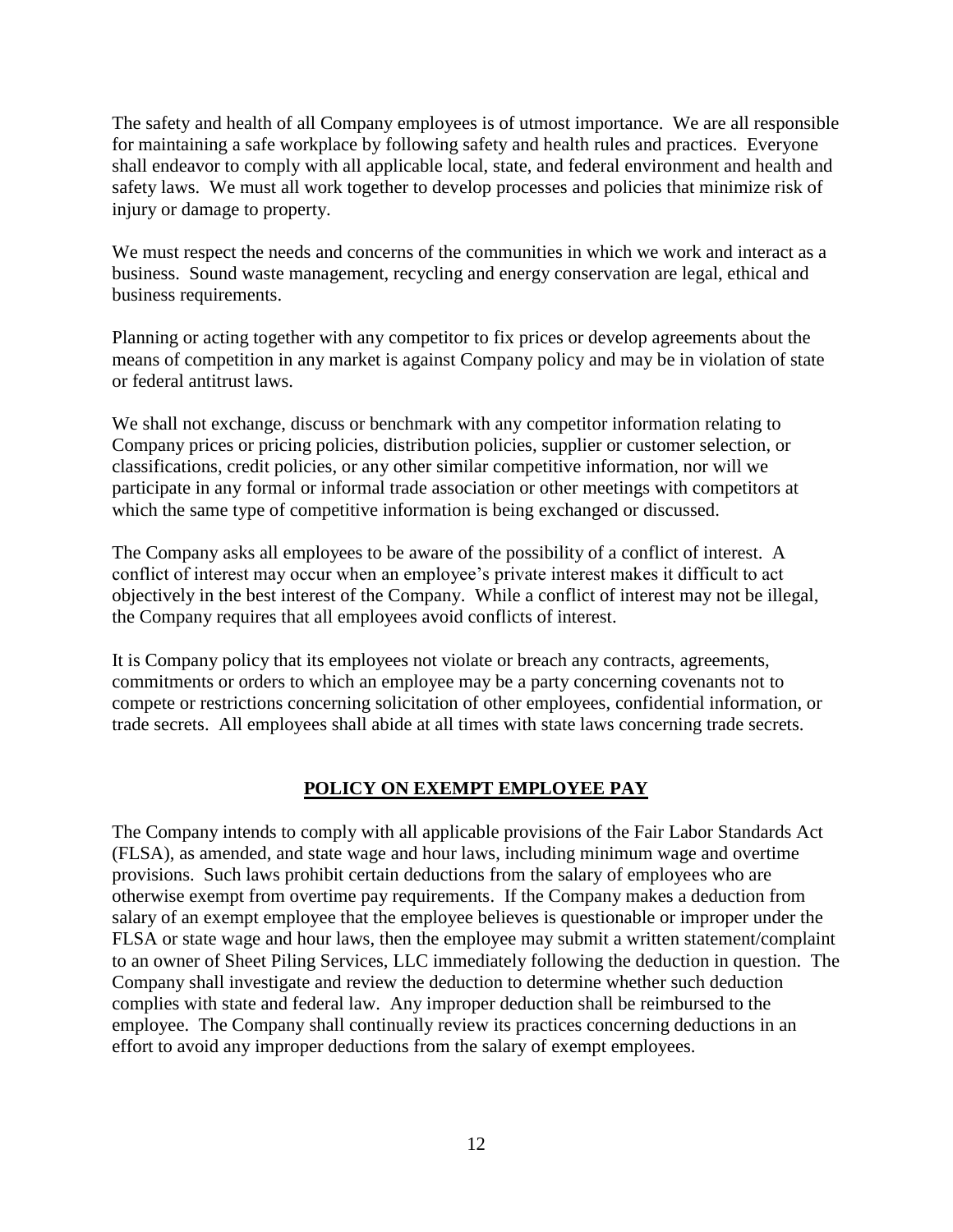The safety and health of all Company employees is of utmost importance. We are all responsible for maintaining a safe workplace by following safety and health rules and practices. Everyone shall endeavor to comply with all applicable local, state, and federal environment and health and safety laws. We must all work together to develop processes and policies that minimize risk of injury or damage to property.

We must respect the needs and concerns of the communities in which we work and interact as a business. Sound waste management, recycling and energy conservation are legal, ethical and business requirements.

Planning or acting together with any competitor to fix prices or develop agreements about the means of competition in any market is against Company policy and may be in violation of state or federal antitrust laws.

We shall not exchange, discuss or benchmark with any competitor information relating to Company prices or pricing policies, distribution policies, supplier or customer selection, or classifications, credit policies, or any other similar competitive information, nor will we participate in any formal or informal trade association or other meetings with competitors at which the same type of competitive information is being exchanged or discussed.

The Company asks all employees to be aware of the possibility of a conflict of interest. A conflict of interest may occur when an employee's private interest makes it difficult to act objectively in the best interest of the Company. While a conflict of interest may not be illegal, the Company requires that all employees avoid conflicts of interest.

It is Company policy that its employees not violate or breach any contracts, agreements, commitments or orders to which an employee may be a party concerning covenants not to compete or restrictions concerning solicitation of other employees, confidential information, or trade secrets. All employees shall abide at all times with state laws concerning trade secrets.

## POLICY ON EXEMPT EMPLOYEE PAY

The Company intends to comply with all applicable provisions of the Fair Labor Standards Act (FLSA), as amended, and state wage and hour laws, including minimum wage and overtime provisions. Such laws prohibit certain deductions from the salary of employees who are otherwise exempt from overtime pay requirements. If the Company makes a deduction from salary of an exempt employee that the employee believes is questionable or improper under the FLSA or state wage and hour laws, then the employee may submit a written statement/complaint to an owner of Sheet Piling Services, LLC immediately following the deduction in question. The Company shall investigate and review the deduction to determine whether such deduction complies with state and federal law. Any improper deduction shall be reimbursed to the employee. The Company shall continually review its practices concerning deductions in an effort to avoid any improper deductions from the salary of exempt employees.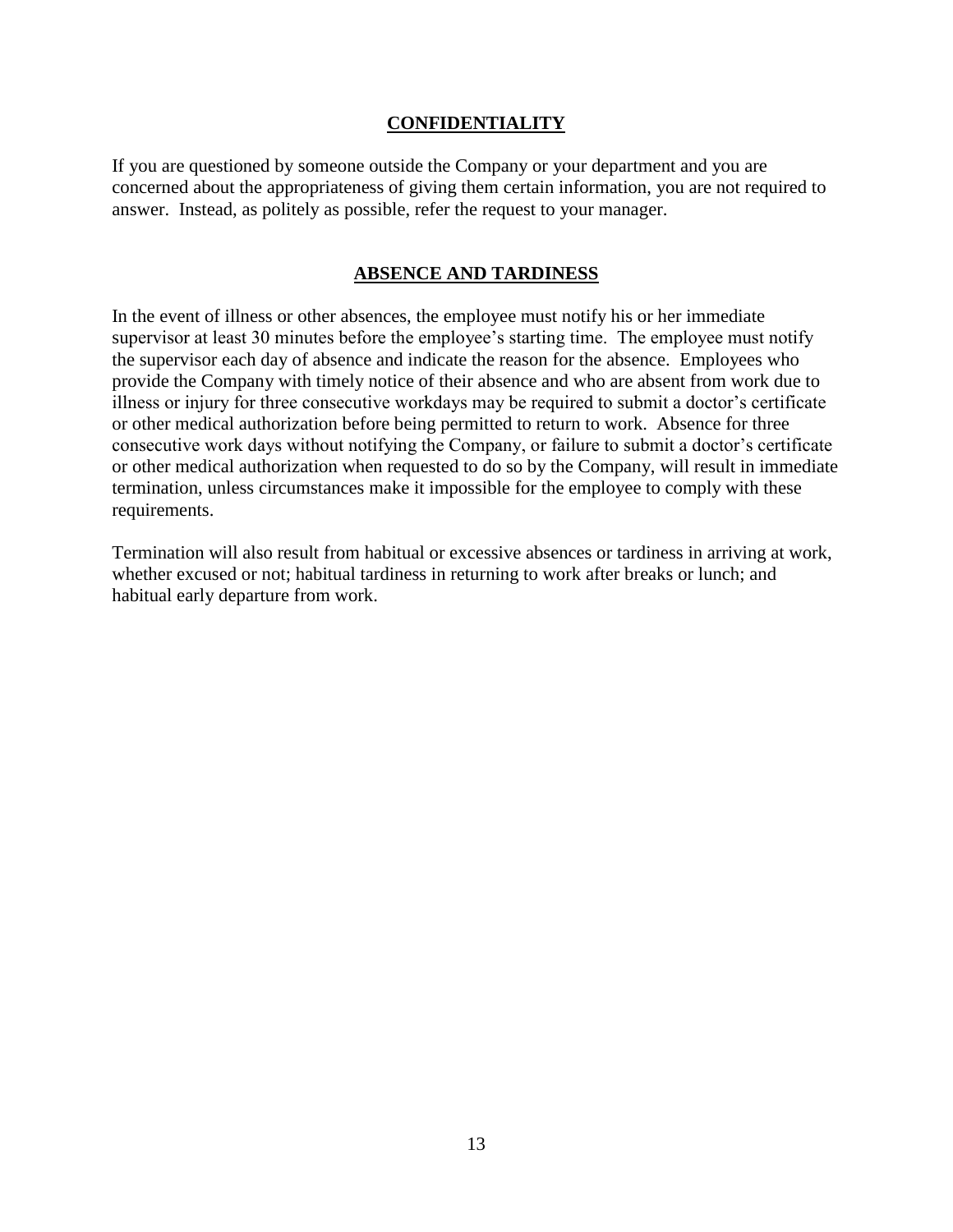## CONFIDENTIALITY

If you are questioned by someone outside the Company or your department and you are concerned about the appropriateness of giving them certain information, you are not required to answer. Instead, as politely as possible, refer the request to your manager.

## ABSENCE AND TARDINESS

In the event of illness or other absences, the employee must notify his or her immediate supervisor at least 30 minutes before the employee's starting time. The employee must notify the supervisor each day of absence and indicate the reason for the absence. Employees who provide the Company with timely notice of their absence and who are absent from work due to illness or injury for three consecutive workdays may be required to submit a doctor's certificate or other medical authorization before being permitted to return to work. Absence for three consecutive work days without notifying the Company, or failure to submit a doctor's certificate or other medical authorization when requested to do so by the Company, will result in immediate termination, unless circumstances make it impossible for the employee to comply with these requirements.

Termination will also result from habitual or excessive absences or tardiness in arriving at work, whether excused or not; habitual tardiness in returning to work after breaks or lunch; and habitual early departure from work.